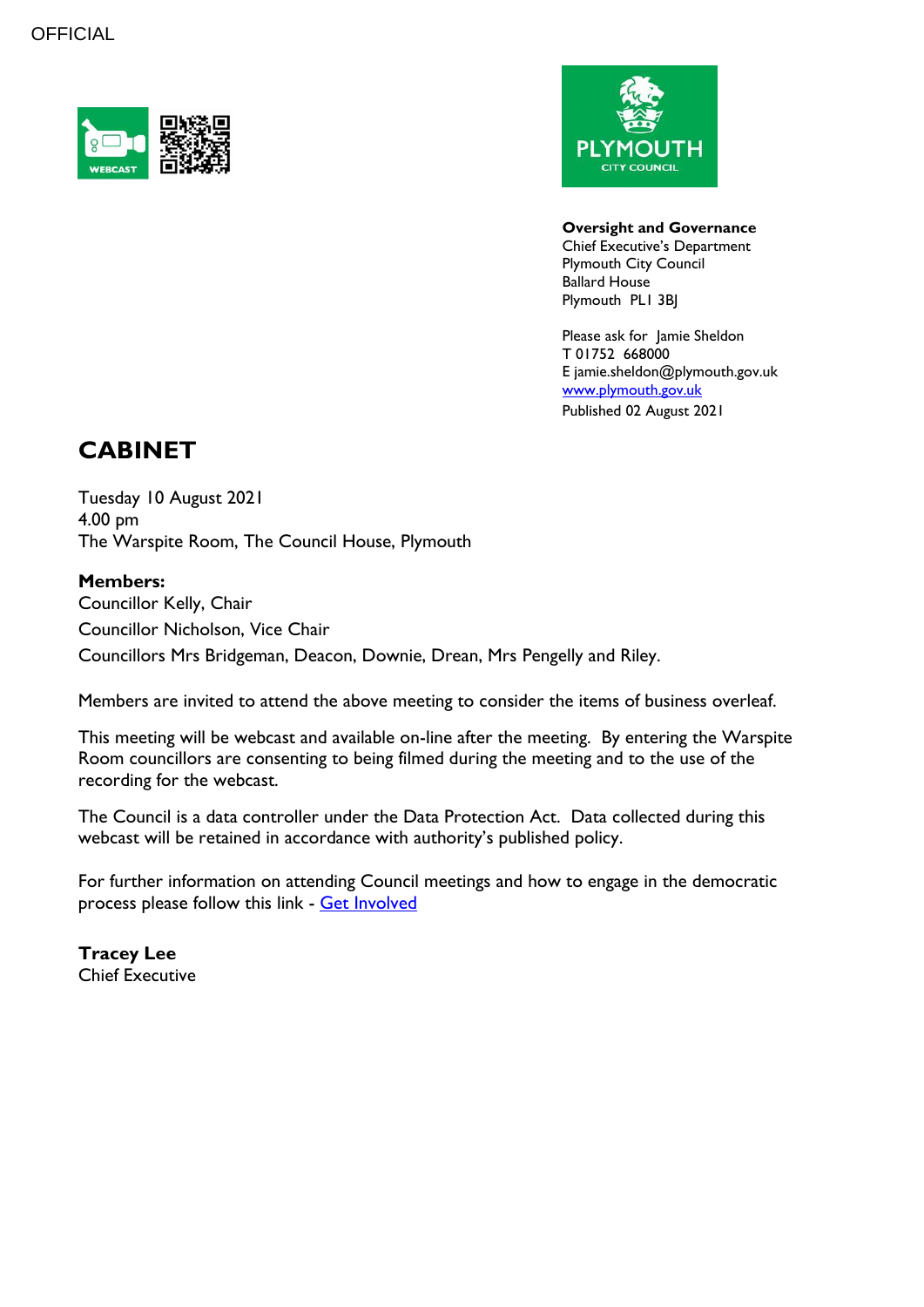OFFICIAL

**Oversight and Governance**
Chief Executive's Department
Plymouth City Council
Ballard House
Plymouth PL1 3BJ

Please ask for Jamie Sheldon
T 01752 668000
E jamie.sheldon@plymouth.gov.uk
[www.plymouth.gov.uk](http://www.plymouth.gov.uk)
Published 02 August 2021

# CABINET

Tuesday 10 August 2021
4.00 pm
The Warspite Room, The Council House, Plymouth

**Members:**
Councillor Kelly, Chair
Councillor Nicholson, Vice Chair
Councillors Mrs Bridgeman, Deacon, Downie, Drean, Mrs Pengelly and Riley.

Members are invited to attend the above meeting to consider the items of business overleaf.

This meeting will be webcast and available on-line after the meeting. By entering the Warspite Room councillors are consenting to being filmed during the meeting and to the use of the recording for the webcast.

The Council is a data controller under the Data Protection Act. Data collected during this webcast will be retained in accordance with authority's published policy.

For further information on attending Council meetings and how to engage in the democratic process please follow this link - [Get Involved]

**Tracey Lee**
Chief Executive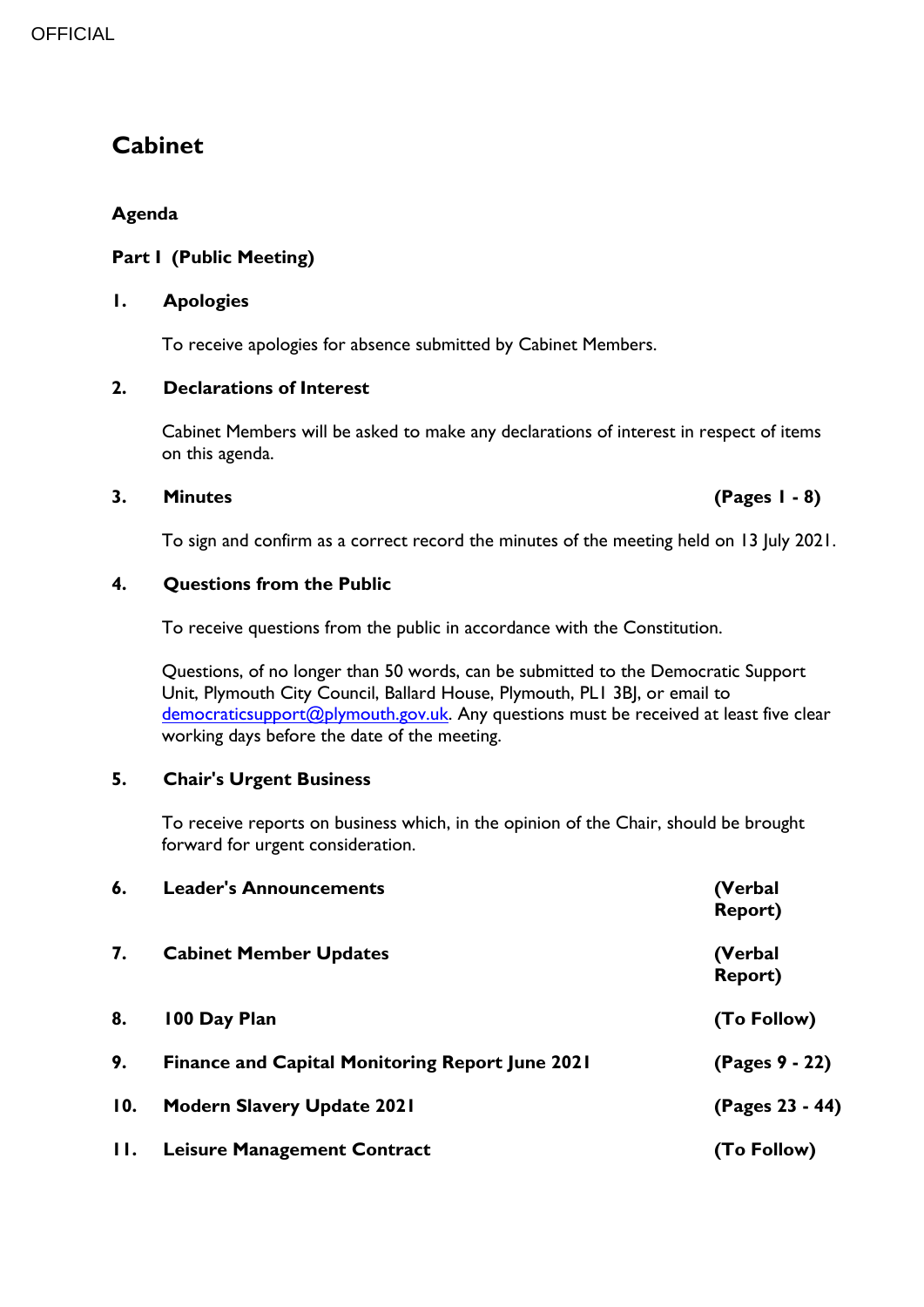OFFICIAL

# Cabinet

## Agenda

### Part I (Public Meeting)

**1. Apologies**

To receive apologies for absence submitted by Cabinet Members.

**2. Declarations of Interest**

Cabinet Members will be asked to make any declarations of interest in respect of items on this agenda.

**3. Minutes** **(Pages 1 - 8)**

To sign and confirm as a correct record the minutes of the meeting held on 13 July 2021.

**4. Questions from the Public**

To receive questions from the public in accordance with the Constitution.

Questions, of no longer than 50 words, can be submitted to the Democratic Support Unit, Plymouth City Council, Ballard House, Plymouth, PL1 3BJ, or email to democraticsupport@plymouth.gov.uk. Any questions must be received at least five clear working days before the date of the meeting.

**5. Chair's Urgent Business**

To receive reports on business which, in the opinion of the Chair, should be brought forward for urgent consideration.

**6. Leader's Announcements** **(Verbal Report)**

**7. Cabinet Member Updates** **(Verbal Report)**

**8. 100 Day Plan** **(To Follow)**

**9. Finance and Capital Monitoring Report June 2021** **(Pages 9 - 22)**

**10. Modern Slavery Update 2021** **(Pages 23 - 44)**

**11. Leisure Management Contract** **(To Follow)**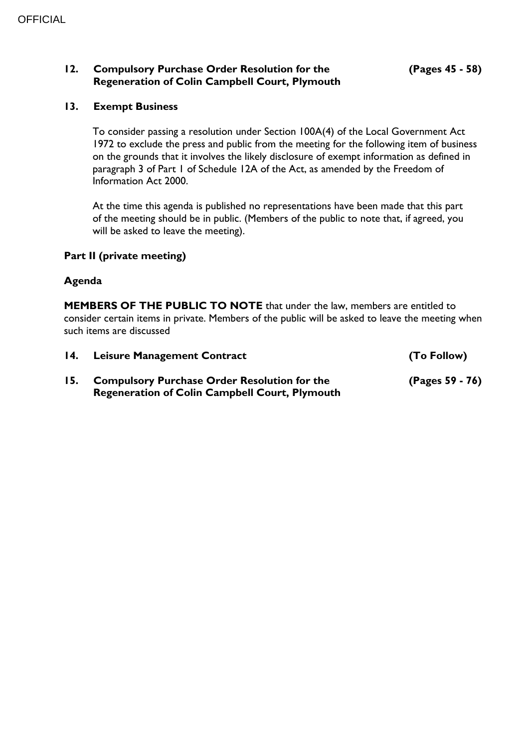**12. Compulsory Purchase Order Resolution for the Regeneration of Colin Campbell Court, Plymouth** **(Pages 45 - 58)**

**13. Exempt Business**

To consider passing a resolution under Section 100A(4) of the Local Government Act 1972 to exclude the press and public from the meeting for the following item of business on the grounds that it involves the likely disclosure of exempt information as defined in paragraph 3 of Part 1 of Schedule 12A of the Act, as amended by the Freedom of Information Act 2000.

At the time this agenda is published no representations have been made that this part of the meeting should be in public. (Members of the public to note that, if agreed, you will be asked to leave the meeting).

**Part II (private meeting)**

**Agenda**

**MEMBERS OF THE PUBLIC TO NOTE** that under the law, members are entitled to consider certain items in private. Members of the public will be asked to leave the meeting when such items are discussed

**14. Leisure Management Contract** **(To Follow)**

**15. Compulsory Purchase Order Resolution for the Regeneration of Colin Campbell Court, Plymouth** **(Pages 59 - 76)**